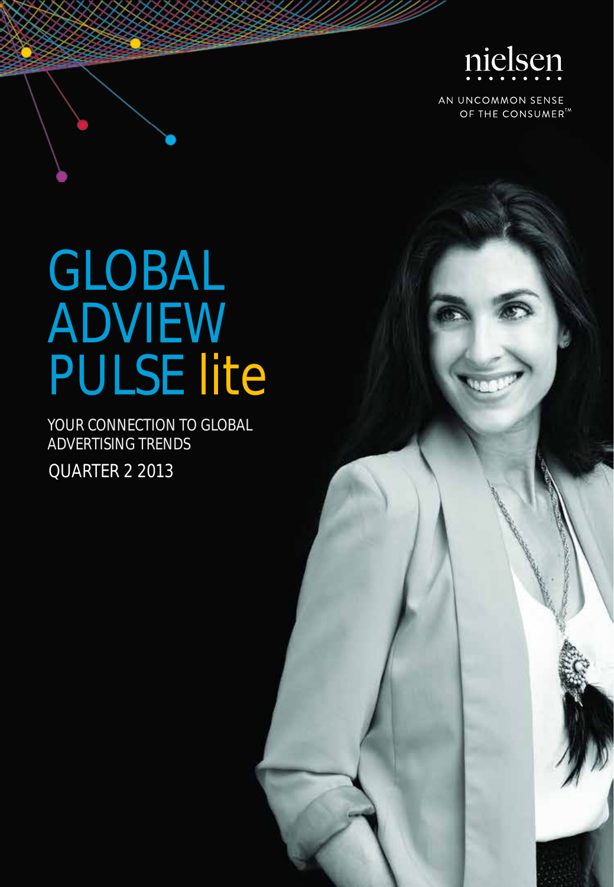nielsen

AN UNCOMMON SENSE OF THE CONSUMER™

# GLOBAL ADVIEW PULSE lite

YOUR CONNECTION TO GLOBAL ADVERTISING TRENDS

QUARTER 2 2013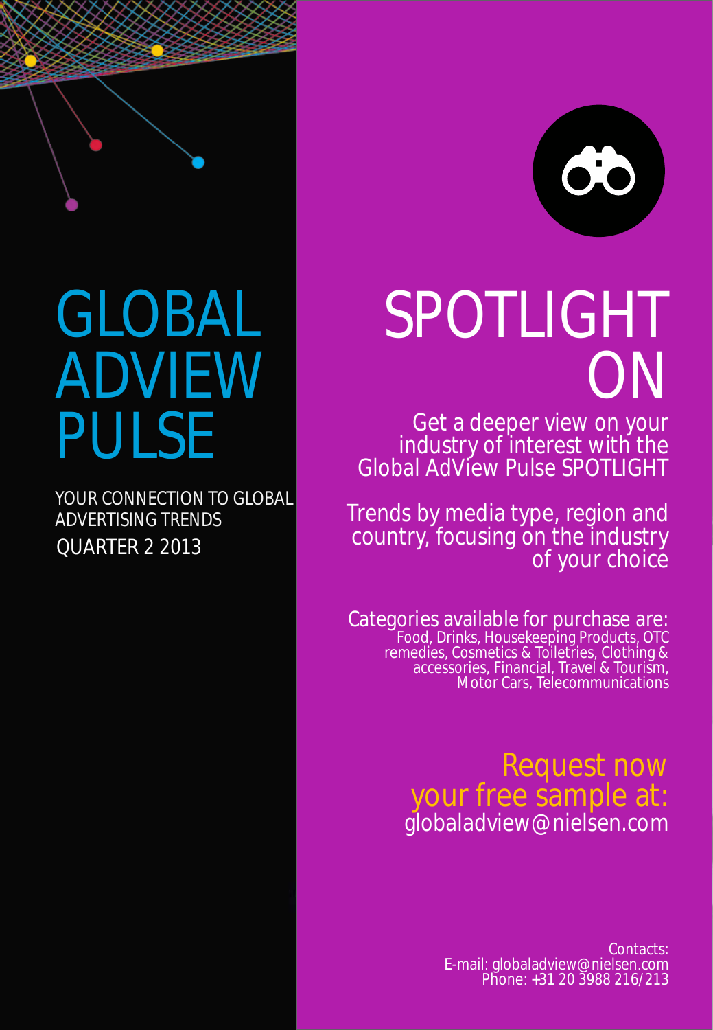# GLOBAL ADVIEW PULSE

YOUR CONNECTION TO GLOBAL ADVERTISING TRENDS

QUARTER 2 2013

# SPOTLIGHT ON

Get a deeper view on your industry of interest with the Global AdView Pulse SPOTLIGHT

Trends by media type, region and country, focusing on the industry of your choice

Categories available for purchase are:
Food, Drinks, Housekeeping Products, OTC remedies, Cosmetics & Toiletries, Clothing & accessories, Financial, Travel & Tourism, Motor Cars, Telecommunications

Request now your free sample at:
globaladview@nielsen.com

Contacts:
E-mail: globaladview@nielsen.com
Phone: +31 20 3988 216/213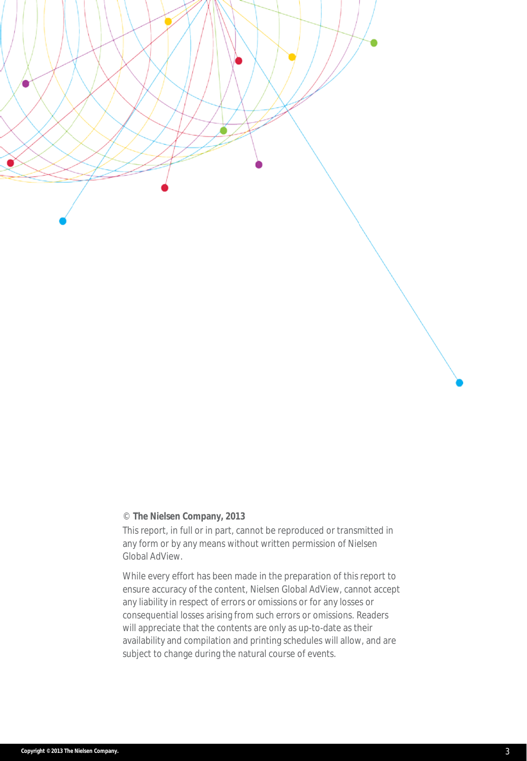© **The Nielsen Company, 2013**

This report, in full or in part, cannot be reproduced or transmitted in any form or by any means without written permission of Nielsen Global AdView.

While every effort has been made in the preparation of this report to ensure accuracy of the content, Nielsen Global AdView, cannot accept any liability in respect of errors or omissions or for any losses or consequential losses arising from such errors or omissions. Readers will appreciate that the contents are only as up-to-date as their availability and compilation and printing schedules will allow, and are subject to change during the natural course of events.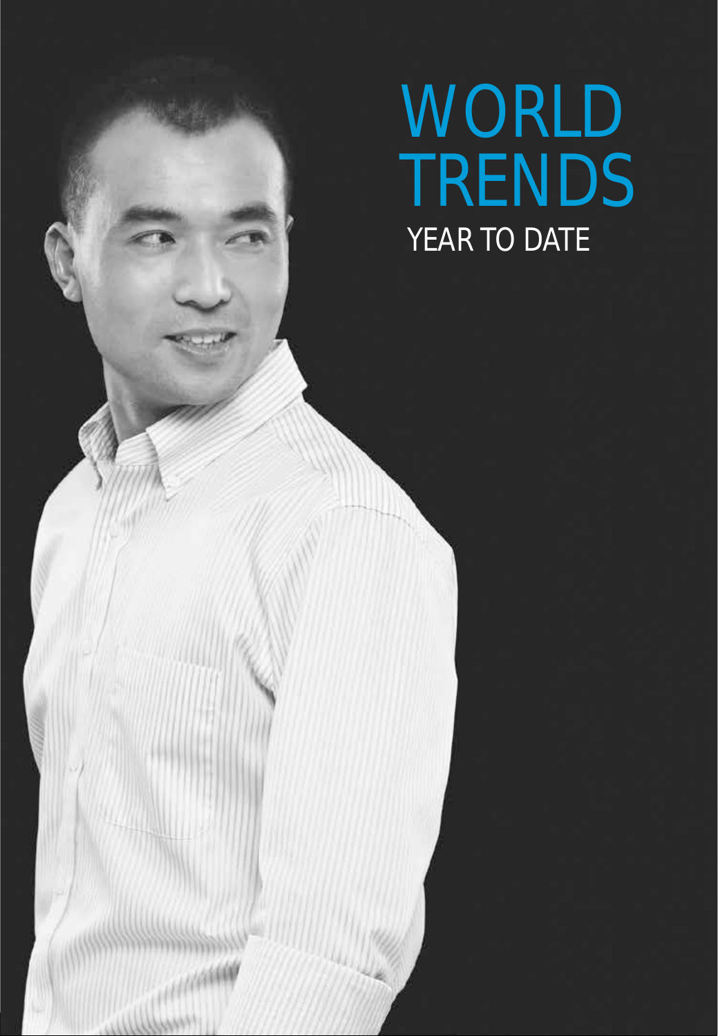# WORLD TRENDS

## YEAR TO DATE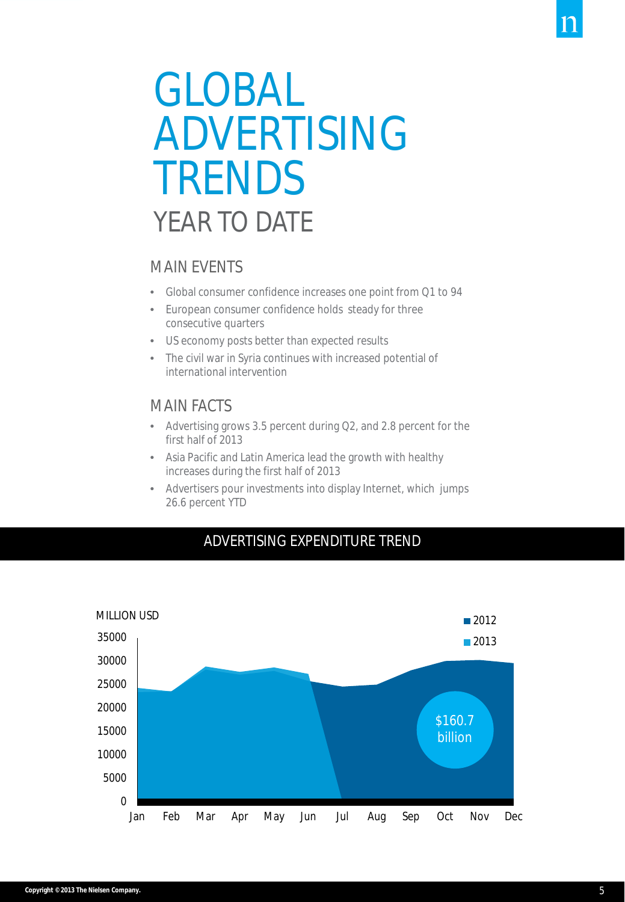# GLOBAL ADVERTISING TRENDS

## YEAR TO DATE

### MAIN EVENTS

- Global consumer confidence increases one point from Q1 to 94
- European consumer confidence holds steady for three consecutive quarters
- US economy posts better than expected results
- The civil war in Syria continues with increased potential of international intervention

### MAIN FACTS

- Advertising grows 3.5 percent during Q2, and 2.8 percent for the first half of 2013
- Asia Pacific and Latin America lead the growth with healthy increases during the first half of 2013
- Advertisers pour investments into display Internet, which jumps 26.6 percent YTD

## ADVERTISING EXPENDITURE TREND

MILLION USD

2012
2013

35000
30000
25000
20000
15000
10000
5000
0

Jan Feb Mar Apr May Jun Jul Aug Sep Oct Nov Dec

$160.7 billion

Copyright © 2013 The Nielsen Company.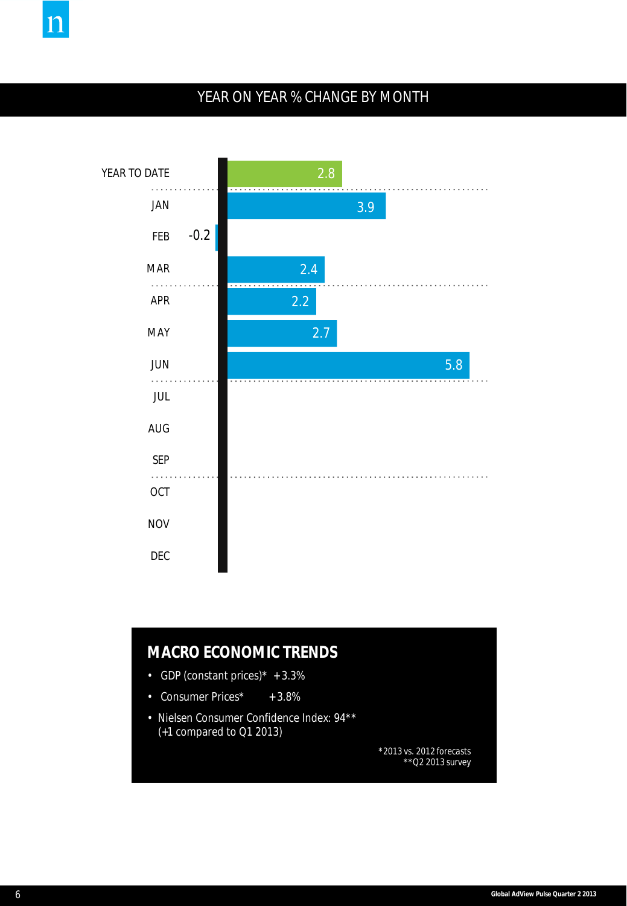## YEAR ON YEAR % CHANGE BY MONTH

| Period | % Change |
|---|---|
| YEAR TO DATE | 2.8 |
| JAN | 3.9 |
| FEB | -0.2 |
| MAR | 2.4 |
| APR | 2.2 |
| MAY | 2.7 |
| JUN | 5.8 |
| JUL | |
| AUG | |
| SEP | |
| OCT | |
| NOV | |
| DEC | |

## MACRO ECONOMIC TRENDS

- GDP (constant prices)* +3.3%
- Consumer Prices* +3.8%
- Nielsen Consumer Confidence Index: 94** (+1 compared to Q1 2013)

*2013 vs. 2012 forecasts
**Q2 2013 survey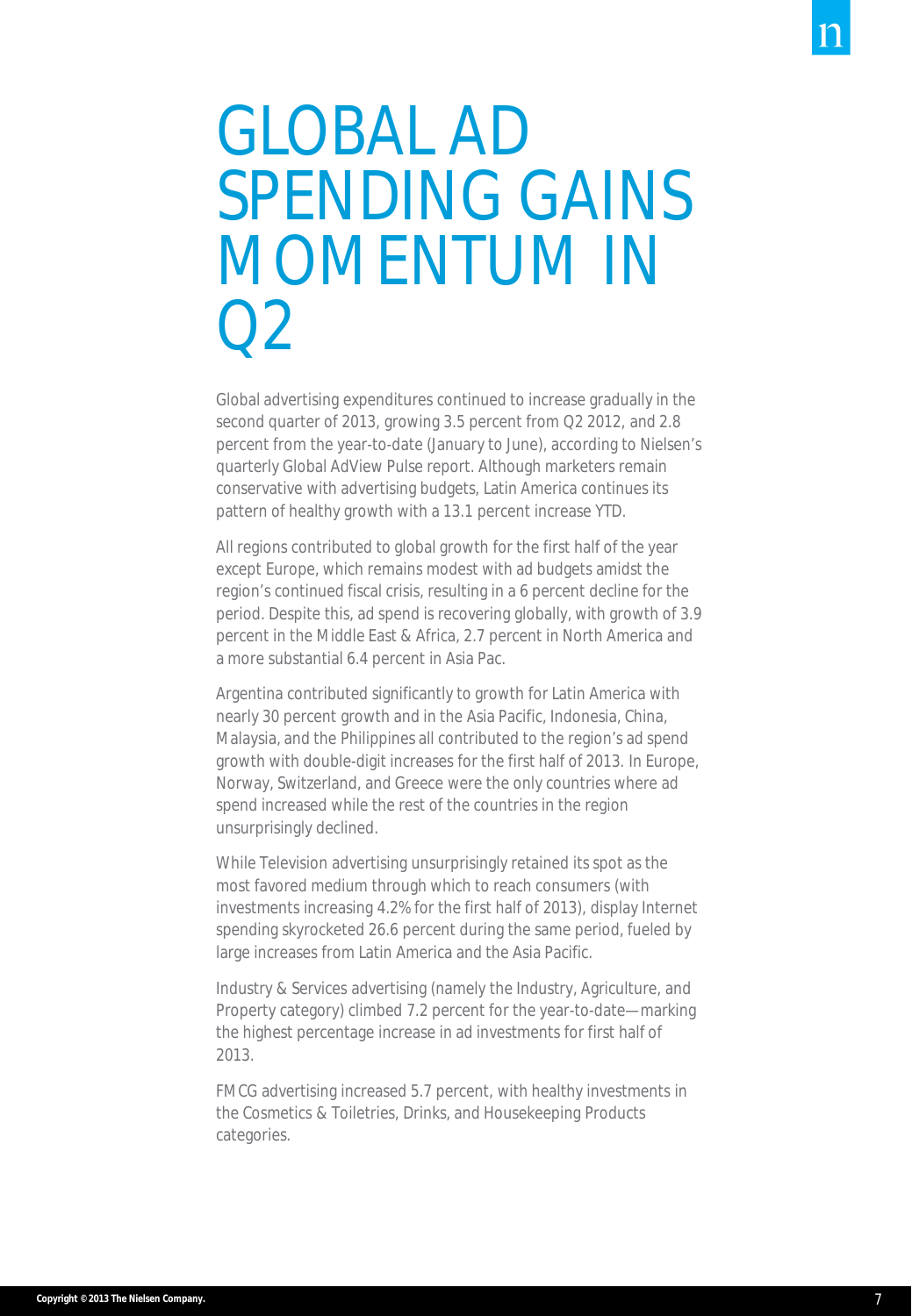# GLOBAL AD SPENDING GAINS MOMENTUM IN Q2

Global advertising expenditures continued to increase gradually in the second quarter of 2013, growing 3.5 percent from Q2 2012, and 2.8 percent from the year-to-date (January to June), according to Nielsen's quarterly Global AdView Pulse report. Although marketers remain conservative with advertising budgets, Latin America continues its pattern of healthy growth with a 13.1 percent increase YTD.

All regions contributed to global growth for the first half of the year except Europe, which remains modest with ad budgets amidst the region's continued fiscal crisis, resulting in a 6 percent decline for the period. Despite this, ad spend is recovering globally, with growth of 3.9 percent in the Middle East & Africa, 2.7 percent in North America and a more substantial 6.4 percent in Asia Pac.

Argentina contributed significantly to growth for Latin America with nearly 30 percent growth and in the Asia Pacific, Indonesia, China, Malaysia, and the Philippines all contributed to the region's ad spend growth with double-digit increases for the first half of 2013. In Europe, Norway, Switzerland, and Greece were the only countries where ad spend increased while the rest of the countries in the region unsurprisingly declined.

While Television advertising unsurprisingly retained its spot as the most favored medium through which to reach consumers (with investments increasing 4.2% for the first half of 2013), display Internet spending skyrocketed 26.6 percent during the same period, fueled by large increases from Latin America and the Asia Pacific.

Industry & Services advertising (namely the Industry, Agriculture, and Property category) climbed 7.2 percent for the year-to-date—marking the highest percentage increase in ad investments for first half of 2013.

FMCG advertising increased 5.7 percent, with healthy investments in the Cosmetics & Toiletries, Drinks, and Housekeeping Products categories.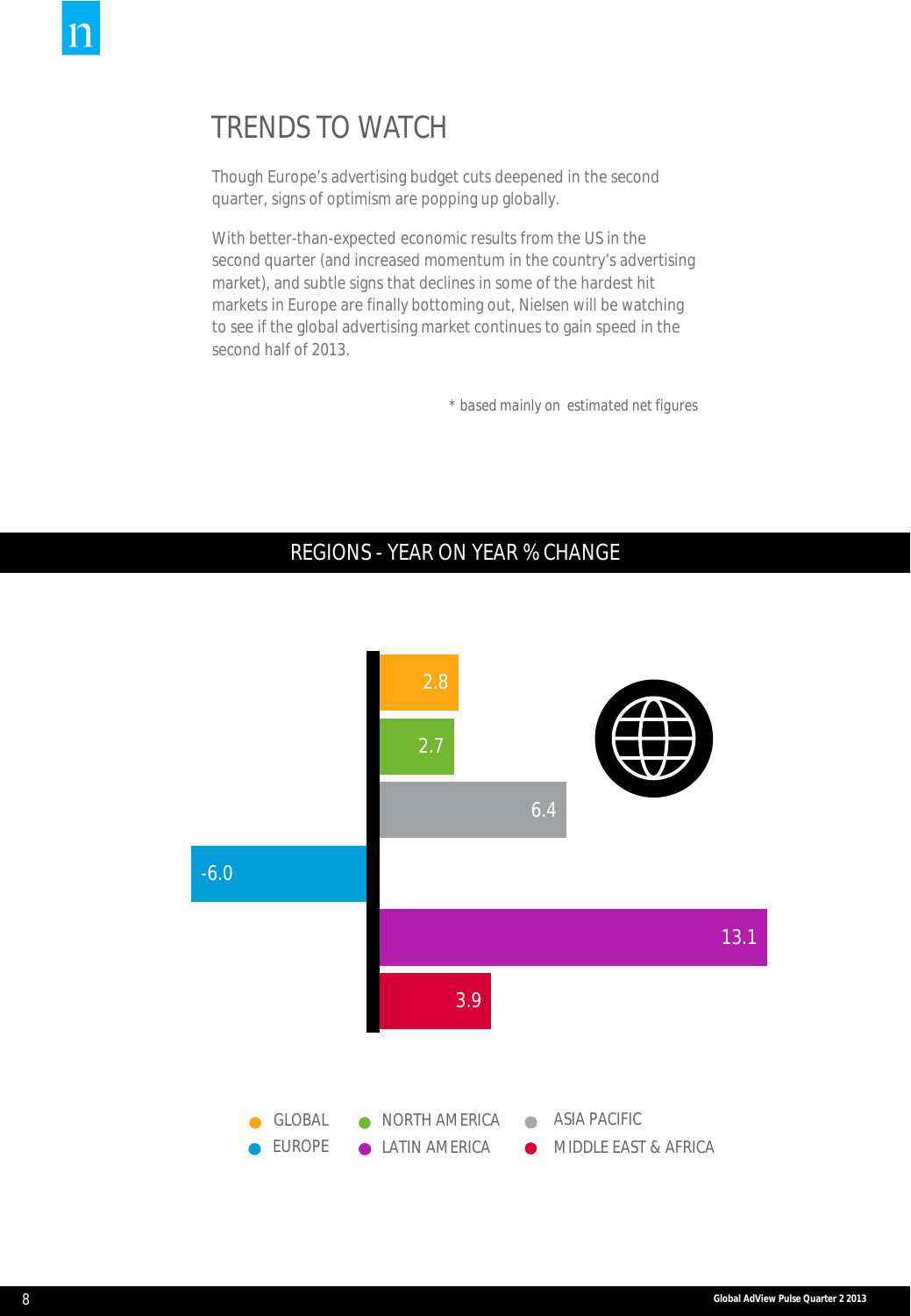# TRENDS TO WATCH

Though Europe's advertising budget cuts deepened in the second quarter, signs of optimism are popping up globally.

With better-than-expected economic results from the US in the second quarter (and increased momentum in the country's advertising market), and subtle signs that declines in some of the hardest hit markets in Europe are finally bottoming out, Nielsen will be watching to see if the global advertising market continues to gain speed in the second half of 2013.

* based mainly on estimated net figures

## REGIONS - YEAR ON YEAR % CHANGE

| Region | YoY % Change |
|---|---|
| GLOBAL | 2.8 |
| NORTH AMERICA | 2.7 |
| ASIA PACIFIC | 6.4 |
| EUROPE | -6.0 |
| LATIN AMERICA | 13.1 |
| MIDDLE EAST & AFRICA | 3.9 |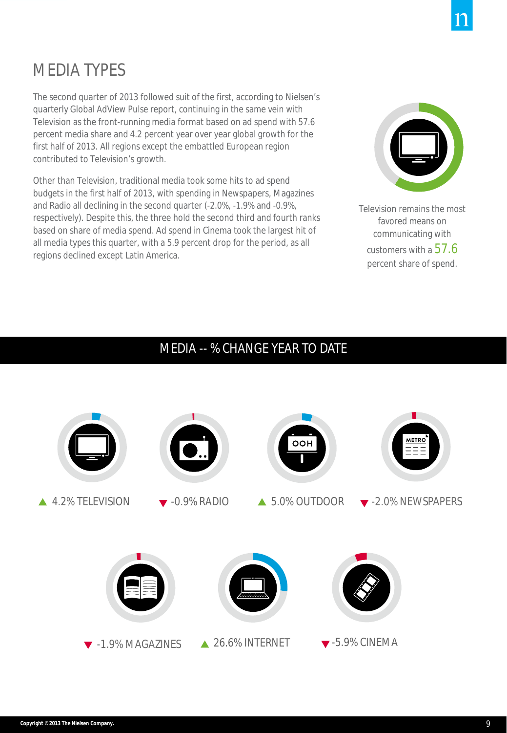# MEDIA TYPES

The second quarter of 2013 followed suit of the first, according to Nielsen's quarterly Global AdView Pulse report, continuing in the same vein with Television as the front-running media format based on ad spend with 57.6 percent media share and 4.2 percent year over year global growth for the first half of 2013. All regions except the embattled European region contributed to Television's growth.

Other than Television, traditional media took some hits to ad spend budgets in the first half of 2013, with spending in Newspapers, Magazines and Radio all declining in the second quarter (-2.0%, -1.9% and -0.9%, respectively). Despite this, the three hold the second third and fourth ranks based on share of media spend. Ad spend in Cinema took the largest hit of all media types this quarter, with a 5.9 percent drop for the period, as all regions declined except Latin America.

Television remains the most favored means on communicating with customers with a 57.6 percent share of spend.

## MEDIA -- % CHANGE YEAR TO DATE

- ▲ 4.2% TELEVISION
- ▼ -0.9% RADIO
- ▲ 5.0% OUTDOOR
- ▼ -2.0% NEWSPAPERS
- ▼ -1.9% MAGAZINES
- ▲ 26.6% INTERNET
- ▼ -5.9% CINEMA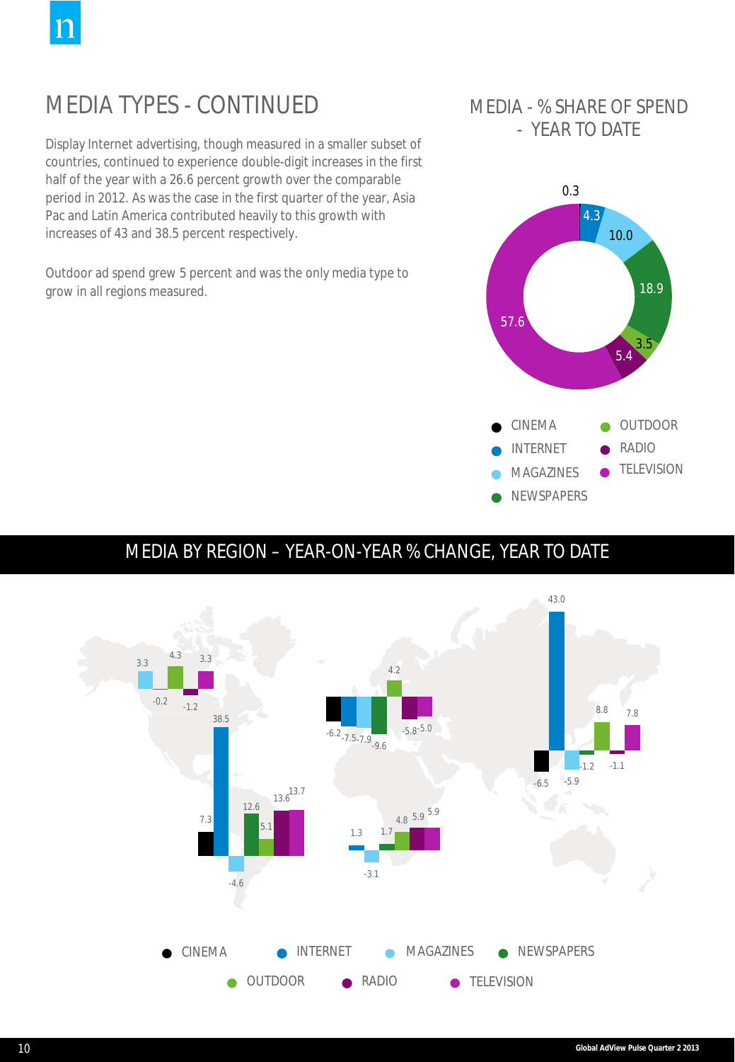# MEDIA TYPES - CONTINUED

Display Internet advertising, though measured in a smaller subset of countries, continued to experience double-digit increases in the first half of the year with a 26.6 percent growth over the comparable period in 2012. As was the case in the first quarter of the year, Asia Pac and Latin America contributed heavily to this growth with increases of 43 and 38.5 percent respectively.

Outdoor ad spend grew 5 percent and was the only media type to grow in all regions measured.

## MEDIA - % SHARE OF SPEND - YEAR TO DATE

| Media | % Share |
| --- | --- |
| CINEMA | 0.3 |
| INTERNET | 4.3 |
| MAGAZINES | 10.0 |
| NEWSPAPERS | 18.9 |
| OUTDOOR | 3.5 |
| RADIO | 5.4 |
| TELEVISION | 57.6 |

## MEDIA BY REGION – YEAR-ON-YEAR % CHANGE, YEAR TO DATE

| Region | Cinema | Internet | Magazines | Newspapers | Outdoor | Radio | Television |
| --- | --- | --- | --- | --- | --- | --- | --- |
| North America | | | 3.3 | -0.2 | 4.3 | -1.2 | 3.3 |
| Latin America | 7.3 | 38.5 | -4.6 | 12.6 | 5.1 | 13.6 | 13.7 |
| Europe | -6.2 | -7.5 | -7.9 | -9.6 | 4.2 | -5.8 | -5.0 |
| Middle East & Africa | | 1.3 | -3.1 | 1.7 | 4.8 | 5.9 | 5.9 |
| Asia Pacific | -6.5 | 43.0 | -5.9 | -1.2 | 8.8 | -1.1 | 7.8 |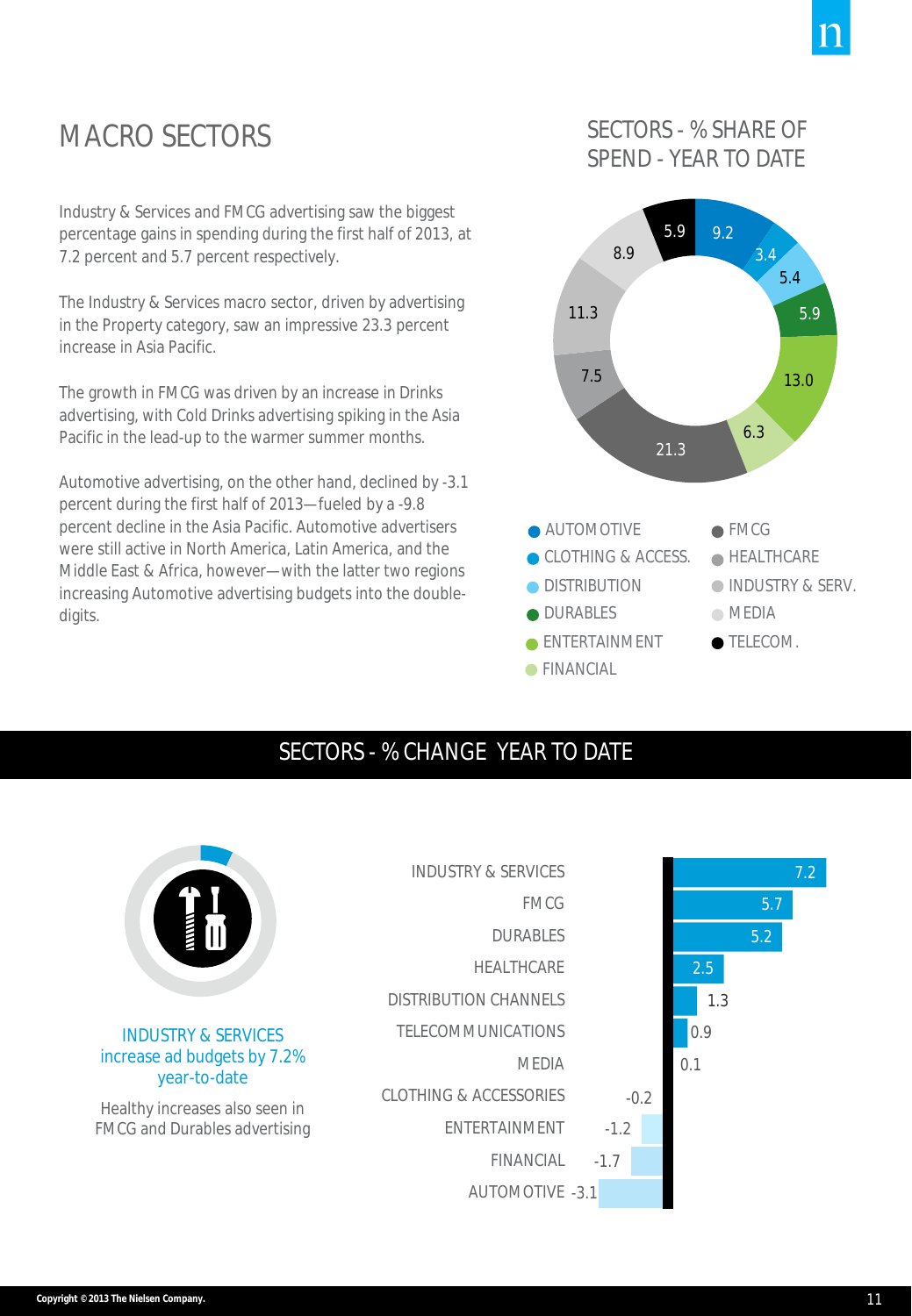# MACRO SECTORS

Industry & Services and FMCG advertising saw the biggest percentage gains in spending during the first half of 2013, at 7.2 percent and 5.7 percent respectively.

The Industry & Services macro sector, driven by advertising in the Property category, saw an impressive 23.3 percent increase in Asia Pacific.

The growth in FMCG was driven by an increase in Drinks advertising, with Cold Drinks advertising spiking in the Asia Pacific in the lead-up to the warmer summer months.

Automotive advertising, on the other hand, declined by -3.1 percent during the first half of 2013—fueled by a -9.8 percent decline in the Asia Pacific. Automotive advertisers were still active in North America, Latin America, and the Middle East & Africa, however—with the latter two regions increasing Automotive advertising budgets into the double-digits.

## SECTORS - % SHARE OF SPEND - YEAR TO DATE

| Sector | % Share |
|---|---|
| AUTOMOTIVE | 9.2 |
| CLOTHING & ACCESS. | 3.4 |
| DISTRIBUTION | 5.4 |
| DURABLES | 5.9 |
| ENTERTAINMENT | 13.0 |
| FINANCIAL | 6.3 |
| FMCG | 21.3 |
| HEALTHCARE | 7.5 |
| INDUSTRY & SERV. | 11.3 |
| MEDIA | 8.9 |
| TELECOM. | 5.9 |

## SECTORS - % CHANGE YEAR TO DATE

INDUSTRY & SERVICES increase ad budgets by 7.2% year-to-date

Healthy increases also seen in FMCG and Durables advertising

| Sector | % Change |
|---|---|
| INDUSTRY & SERVICES | 7.2 |
| FMCG | 5.7 |
| DURABLES | 5.2 |
| HEALTHCARE | 2.5 |
| DISTRIBUTION CHANNELS | 1.3 |
| TELECOMMUNICATIONS | 0.9 |
| MEDIA | 0.1 |
| CLOTHING & ACCESSORIES | -0.2 |
| ENTERTAINMENT | -1.2 |
| FINANCIAL | -1.7 |
| AUTOMOTIVE | -3.1 |

Copyright © 2013 The Nielsen Company.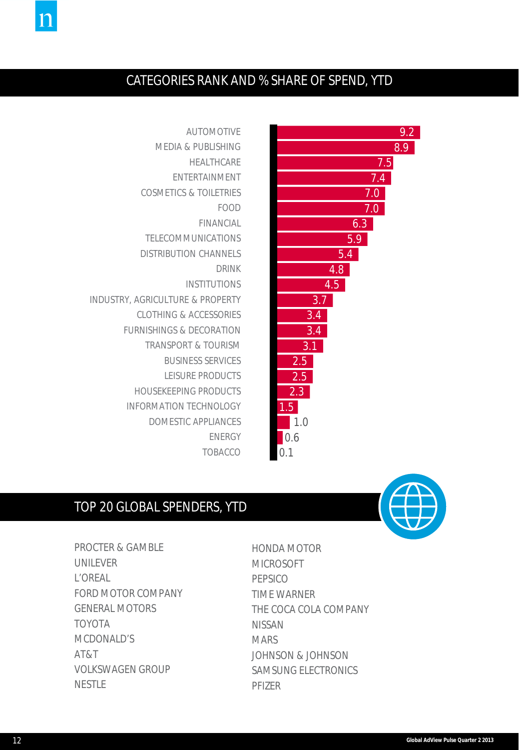## CATEGORIES RANK AND % SHARE OF SPEND, YTD

| Category | % Share of Spend |
|---|---|
| AUTOMOTIVE | 9.2 |
| MEDIA & PUBLISHING | 8.9 |
| HEALTHCARE | 7.5 |
| ENTERTAINMENT | 7.4 |
| COSMETICS & TOILETRIES | 7.0 |
| FOOD | 7.0 |
| FINANCIAL | 6.3 |
| TELECOMMUNICATIONS | 5.9 |
| DISTRIBUTION CHANNELS | 5.4 |
| DRINK | 4.8 |
| INSTITUTIONS | 4.5 |
| INDUSTRY, AGRICULTURE & PROPERTY | 3.7 |
| CLOTHING & ACCESSORIES | 3.4 |
| FURNISHINGS & DECORATION | 3.4 |
| TRANSPORT & TOURISM | 3.1 |
| BUSINESS SERVICES | 2.5 |
| LEISURE PRODUCTS | 2.5 |
| HOUSEKEEPING PRODUCTS | 2.3 |
| INFORMATION TECHNOLOGY | 1.5 |
| DOMESTIC APPLIANCES | 1.0 |
| ENERGY | 0.6 |
| TOBACCO | 0.1 |

## TOP 20 GLOBAL SPENDERS, YTD

- PROCTER & GAMBLE
- UNILEVER
- L'OREAL
- FORD MOTOR COMPANY
- GENERAL MOTORS
- TOYOTA
- MCDONALD'S
- AT&T
- VOLKSWAGEN GROUP
- NESTLE
- HONDA MOTOR
- MICROSOFT
- PEPSICO
- TIME WARNER
- THE COCA COLA COMPANY
- NISSAN
- MARS
- JOHNSON & JOHNSON
- SAMSUNG ELECTRONICS
- PFIZER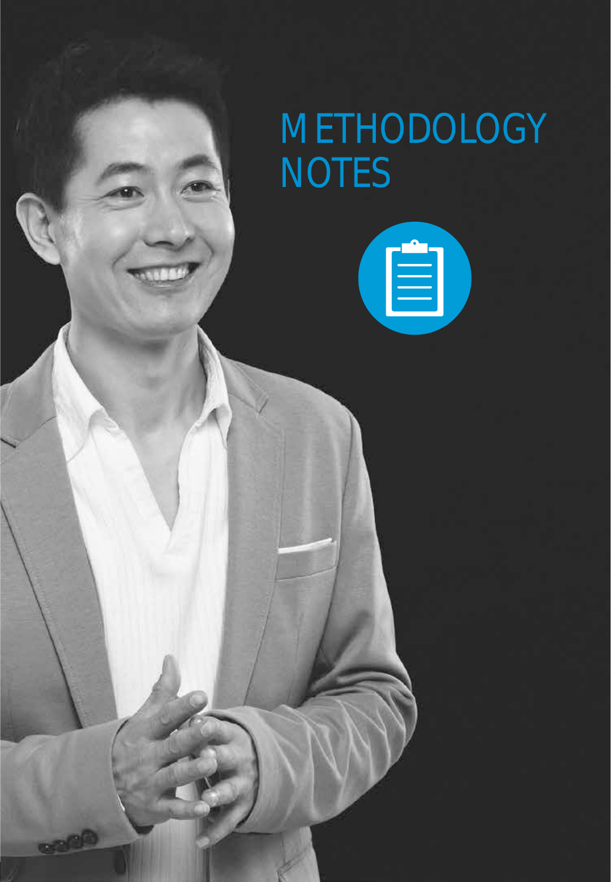# METHODOLOGY NOTES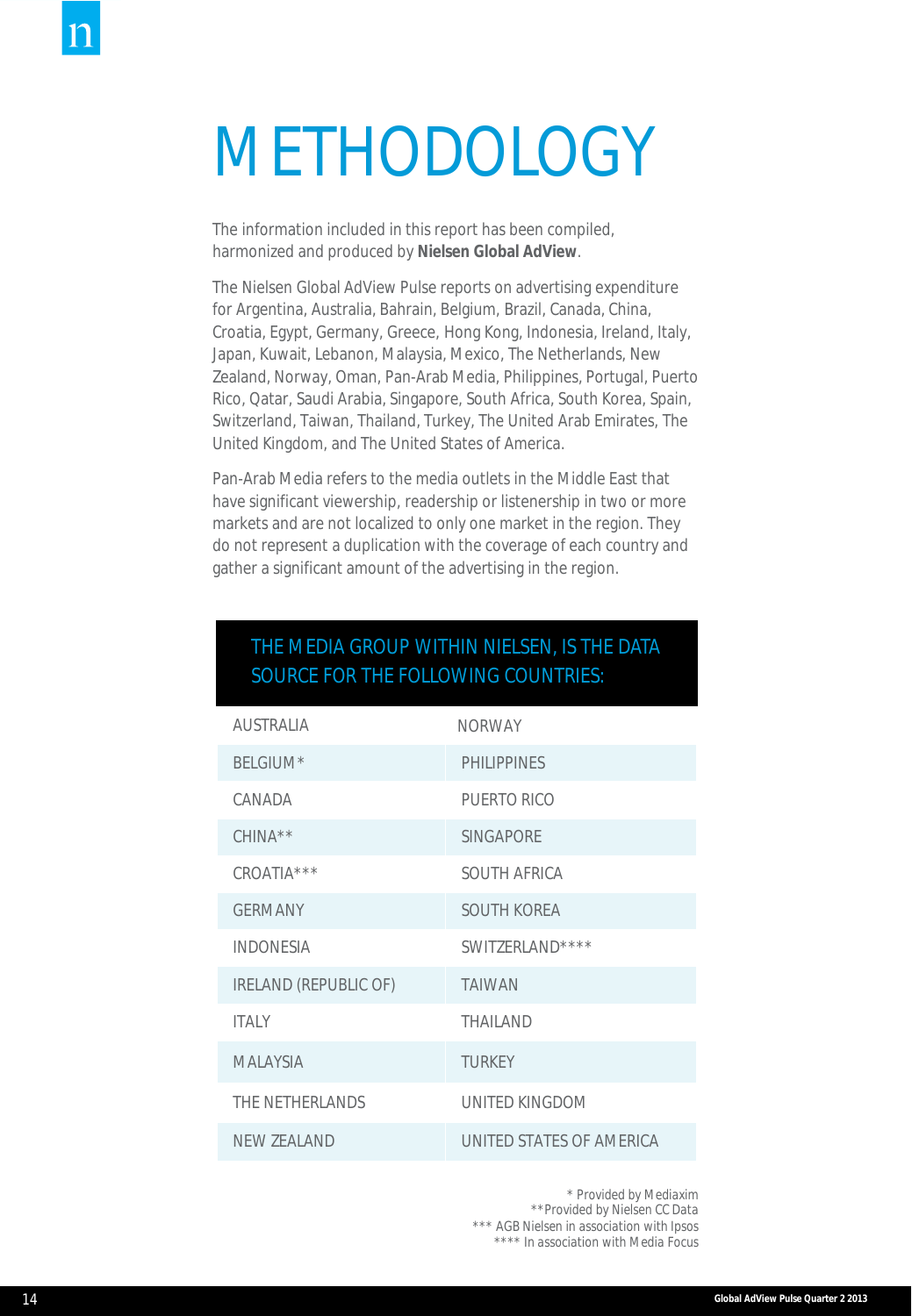# METHODOLOGY

The information included in this report has been compiled, harmonized and produced by **Nielsen Global AdView**.

The Nielsen Global AdView Pulse reports on advertising expenditure for Argentina, Australia, Bahrain, Belgium, Brazil, Canada, China, Croatia, Egypt, Germany, Greece, Hong Kong, Indonesia, Ireland, Italy, Japan, Kuwait, Lebanon, Malaysia, Mexico, The Netherlands, New Zealand, Norway, Oman, Pan-Arab Media, Philippines, Portugal, Puerto Rico, Qatar, Saudi Arabia, Singapore, South Africa, South Korea, Spain, Switzerland, Taiwan, Thailand, Turkey, The United Arab Emirates, The United Kingdom, and The United States of America.

Pan-Arab Media refers to the media outlets in the Middle East that have significant viewership, readership or listenership in two or more markets and are not localized to only one market in the region. They do not represent a duplication with the coverage of each country and gather a significant amount of the advertising in the region.

| THE MEDIA GROUP WITHIN NIELSEN, IS THE DATA SOURCE FOR THE FOLLOWING COUNTRIES: | |
|---|---|
| AUSTRALIA | NORWAY |
| BELGIUM* | PHILIPPINES |
| CANADA | PUERTO RICO |
| CHINA** | SINGAPORE |
| CROATIA*** | SOUTH AFRICA |
| GERMANY | SOUTH KOREA |
| INDONESIA | SWITZERLAND**** |
| IRELAND (REPUBLIC OF) | TAIWAN |
| ITALY | THAILAND |
| MALAYSIA | TURKEY |
| THE NETHERLANDS | UNITED KINGDOM |
| NEW ZEALAND | UNITED STATES OF AMERICA |

\* Provided by Mediaxim
\*\* Provided by Nielsen CC Data
\*\*\* AGB Nielsen in association with Ipsos
\*\*\*\* In association with Media Focus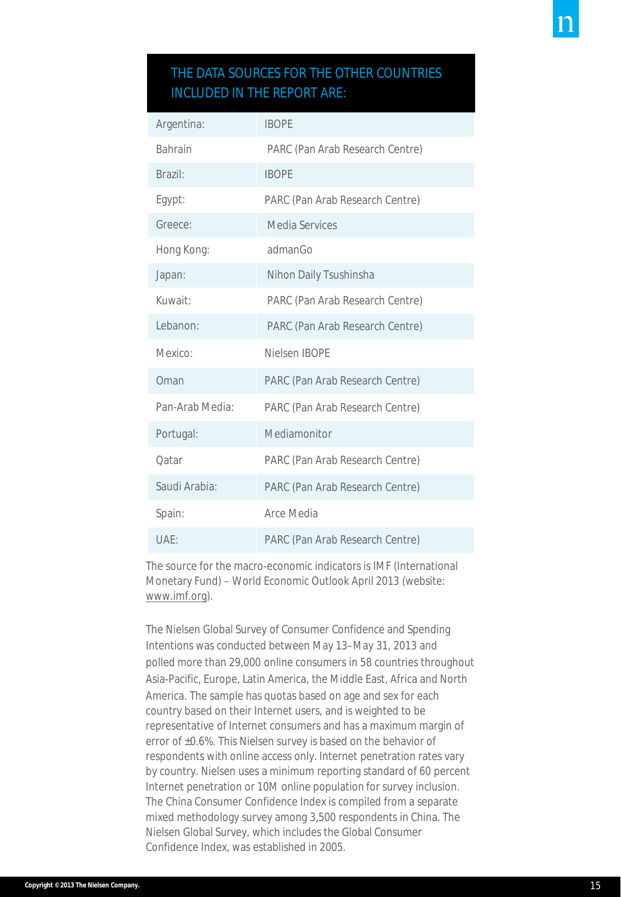## THE DATA SOURCES FOR THE OTHER COUNTRIES INCLUDED IN THE REPORT ARE:

| | |
|---|---|
| Argentina: | IBOPE |
| Bahrain | PARC (Pan Arab Research Centre) |
| Brazil: | IBOPE |
| Egypt: | PARC (Pan Arab Research Centre) |
| Greece: | Media Services |
| Hong Kong: | admanGo |
| Japan: | Nihon Daily Tsushinsha |
| Kuwait: | PARC (Pan Arab Research Centre) |
| Lebanon: | PARC (Pan Arab Research Centre) |
| Mexico: | Nielsen IBOPE |
| Oman | PARC (Pan Arab Research Centre) |
| Pan-Arab Media: | PARC (Pan Arab Research Centre) |
| Portugal: | Mediamonitor |
| Qatar | PARC (Pan Arab Research Centre) |
| Saudi Arabia: | PARC (Pan Arab Research Centre) |
| Spain: | Arce Media |
| UAE: | PARC (Pan Arab Research Centre) |

The source for the macro-economic indicators is IMF (International Monetary Fund) – World Economic Outlook April 2013 (website: www.imf.org).

The Nielsen Global Survey of Consumer Confidence and Spending Intentions was conducted between May 13–May 31, 2013 and polled more than 29,000 online consumers in 58 countries throughout Asia-Pacific, Europe, Latin America, the Middle East, Africa and North America. The sample has quotas based on age and sex for each country based on their Internet users, and is weighted to be representative of Internet consumers and has a maximum margin of error of ±0.6%. This Nielsen survey is based on the behavior of respondents with online access only. Internet penetration rates vary by country. Nielsen uses a minimum reporting standard of 60 percent Internet penetration or 10M online population for survey inclusion. The China Consumer Confidence Index is compiled from a separate mixed methodology survey among 3,500 respondents in China. The Nielsen Global Survey, which includes the Global Consumer Confidence Index, was established in 2005.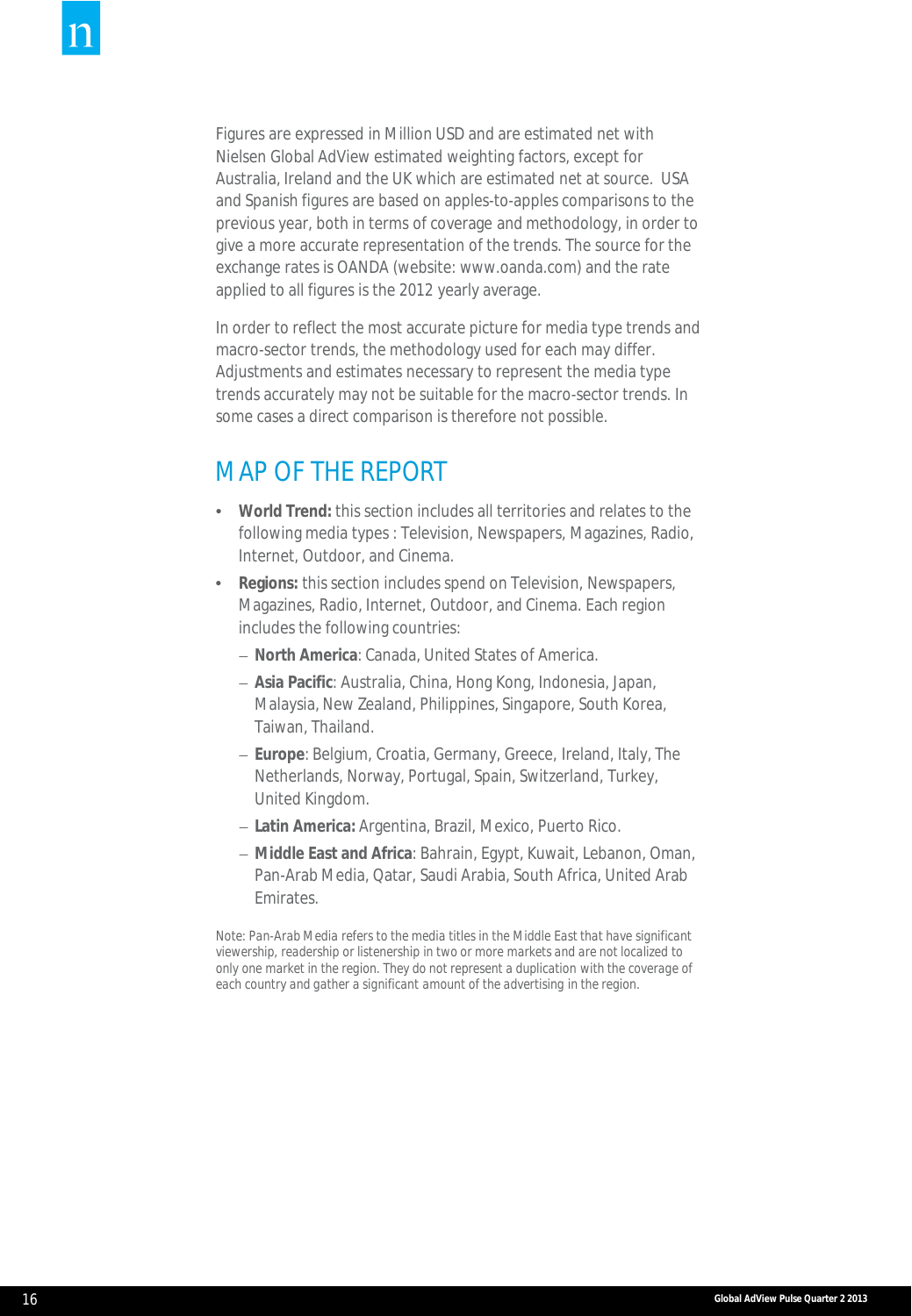Figures are expressed in Million USD and are estimated net with Nielsen Global AdView estimated weighting factors, except for Australia, Ireland and the UK which are estimated net at source. USA and Spanish figures are based on apples-to-apples comparisons to the previous year, both in terms of coverage and methodology, in order to give a more accurate representation of the trends. The source for the exchange rates is OANDA (website: www.oanda.com) and the rate applied to all figures is the 2012 yearly average.

In order to reflect the most accurate picture for media type trends and macro-sector trends, the methodology used for each may differ. Adjustments and estimates necessary to represent the media type trends accurately may not be suitable for the macro-sector trends. In some cases a direct comparison is therefore not possible.

## MAP OF THE REPORT

- **World Trend:** this section includes all territories and relates to the following media types : Television, Newspapers, Magazines, Radio, Internet, Outdoor, and Cinema.
- **Regions:** this section includes spend on Television, Newspapers, Magazines, Radio, Internet, Outdoor, and Cinema. Each region includes the following countries:
  - **North America**: Canada, United States of America.
  - **Asia Pacific**: Australia, China, Hong Kong, Indonesia, Japan, Malaysia, New Zealand, Philippines, Singapore, South Korea, Taiwan, Thailand.
  - **Europe**: Belgium, Croatia, Germany, Greece, Ireland, Italy, The Netherlands, Norway, Portugal, Spain, Switzerland, Turkey, United Kingdom.
  - **Latin America:** Argentina, Brazil, Mexico, Puerto Rico.
  - **Middle East and Africa**: Bahrain, Egypt, Kuwait, Lebanon, Oman, Pan-Arab Media, Qatar, Saudi Arabia, South Africa, United Arab Emirates.

Note: Pan-Arab Media refers to the media titles in the Middle East that have significant viewership, readership or listenership in two or more markets and are not localized to only one market in the region. They do not represent a duplication with the coverage of each country and gather a significant amount of the advertising in the region.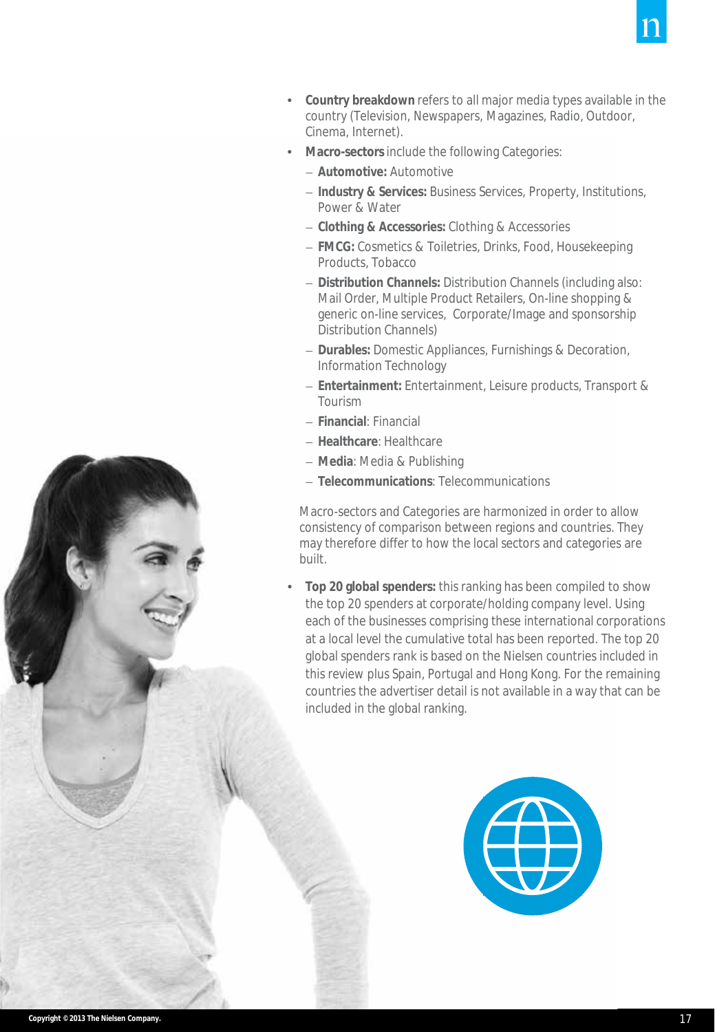- **Country breakdown** refers to all major media types available in the country (Television, Newspapers, Magazines, Radio, Outdoor, Cinema, Internet).
- **Macro-sectors** include the following Categories:
  - **Automotive:** Automotive
  - **Industry & Services:** Business Services, Property, Institutions, Power & Water
  - **Clothing & Accessories:** Clothing & Accessories
  - **FMCG:** Cosmetics & Toiletries, Drinks, Food, Housekeeping Products, Tobacco
  - **Distribution Channels:** Distribution Channels (including also: Mail Order, Multiple Product Retailers, On-line shopping & generic on-line services, Corporate/Image and sponsorship Distribution Channels)
  - **Durables:** Domestic Appliances, Furnishings & Decoration, Information Technology
  - **Entertainment:** Entertainment, Leisure products, Transport & Tourism
  - **Financial**: Financial
  - **Healthcare**: Healthcare
  - **Media**: Media & Publishing
  - **Telecommunications**: Telecommunications

  Macro-sectors and Categories are harmonized in order to allow consistency of comparison between regions and countries. They may therefore differ to how the local sectors and categories are built.

- **Top 20 global spenders:** this ranking has been compiled to show the top 20 spenders at corporate/holding company level. Using each of the businesses comprising these international corporations at a local level the cumulative total has been reported. The top 20 global spenders rank is based on the Nielsen countries included in this review plus Spain, Portugal and Hong Kong. For the remaining countries the advertiser detail is not available in a way that can be included in the global ranking.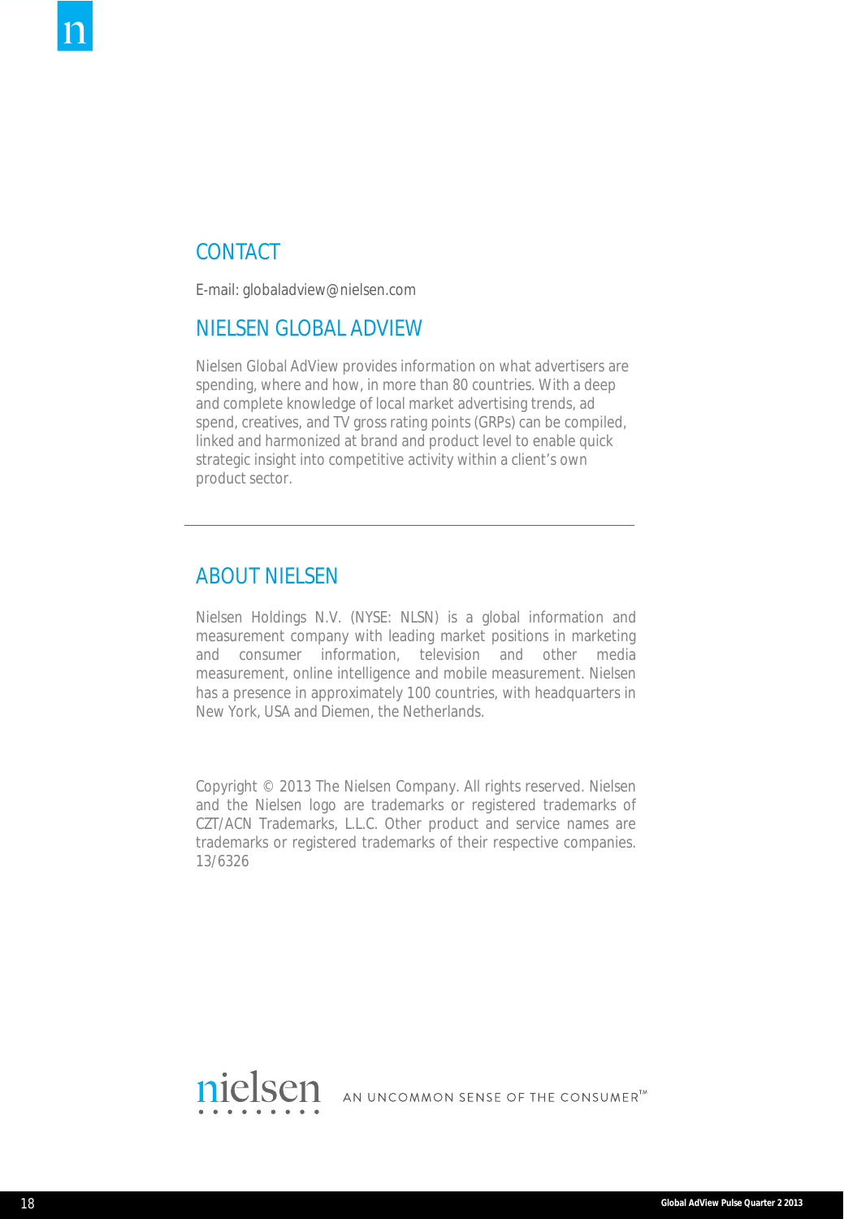## CONTACT

E-mail: globaladview@nielsen.com

## NIELSEN GLOBAL ADVIEW

Nielsen Global AdView provides information on what advertisers are spending, where and how, in more than 80 countries. With a deep and complete knowledge of local market advertising trends, ad spend, creatives, and TV gross rating points (GRPs) can be compiled, linked and harmonized at brand and product level to enable quick strategic insight into competitive activity within a client's own product sector.

---

## ABOUT NIELSEN

Nielsen Holdings N.V. (NYSE: NLSN) is a global information and measurement company with leading market positions in marketing and consumer information, television and other media measurement, online intelligence and mobile measurement. Nielsen has a presence in approximately 100 countries, with headquarters in New York, USA and Diemen, the Netherlands.

Copyright © 2013 The Nielsen Company. All rights reserved. Nielsen and the Nielsen logo are trademarks or registered trademarks of CZT/ACN Trademarks, L.L.C. Other product and service names are trademarks or registered trademarks of their respective companies. 13/6326

nielsen AN UNCOMMON SENSE OF THE CONSUMER™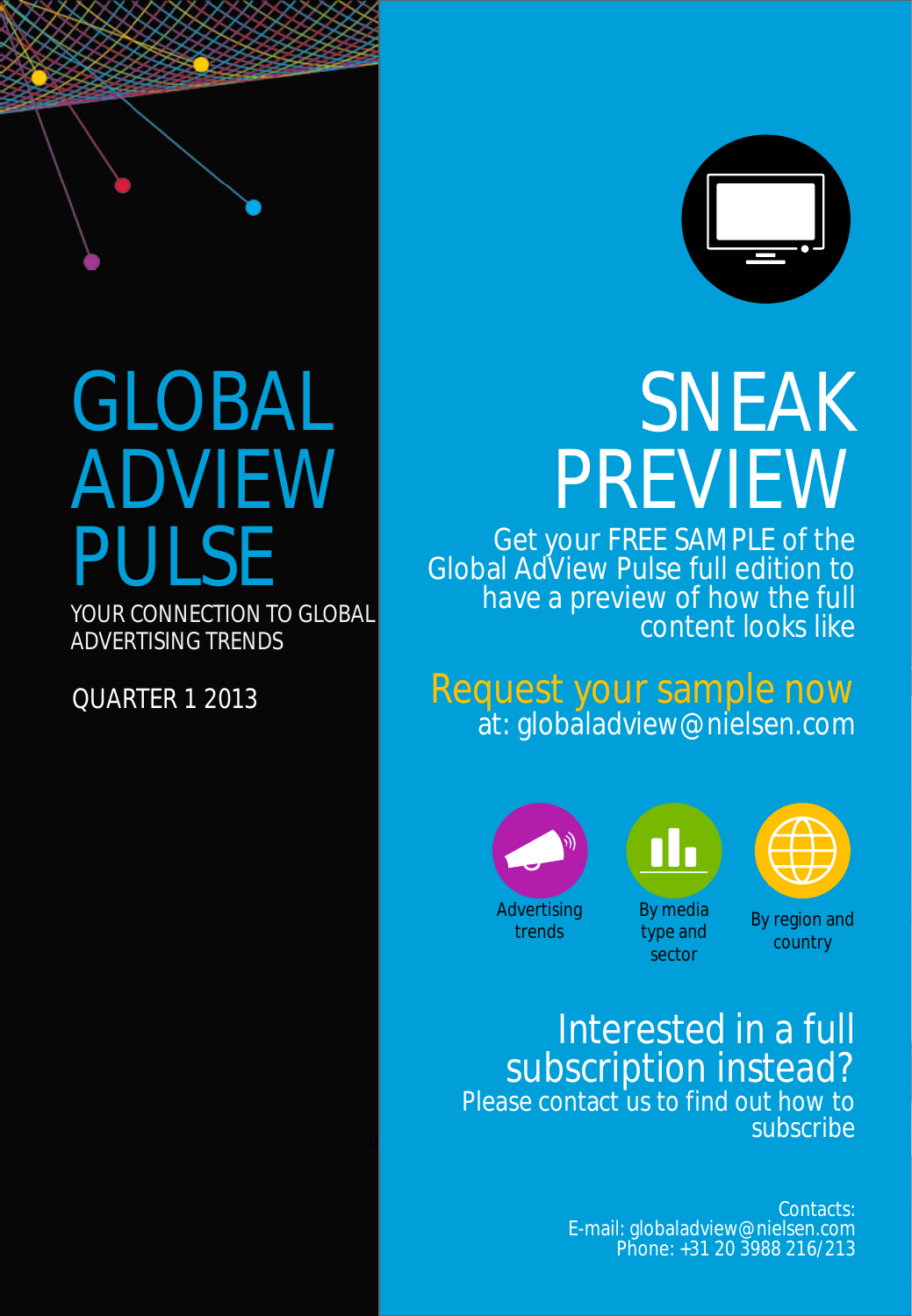# GLOBAL ADVIEW PULSE

YOUR CONNECTION TO GLOBAL ADVERTISING TRENDS

QUARTER 1 2013

# SNEAK PREVIEW

Get your FREE SAMPLE of the Global AdView Pulse full edition to have a preview of how the full content looks like

## Request your sample now

at: globaladview@nielsen.com

Advertising trends

By media type and sector

By region and country

## Interested in a full subscription instead?

Please contact us to find out how to subscribe

Contacts:
E-mail: globaladview@nielsen.com
Phone: +31 20 3988 216/213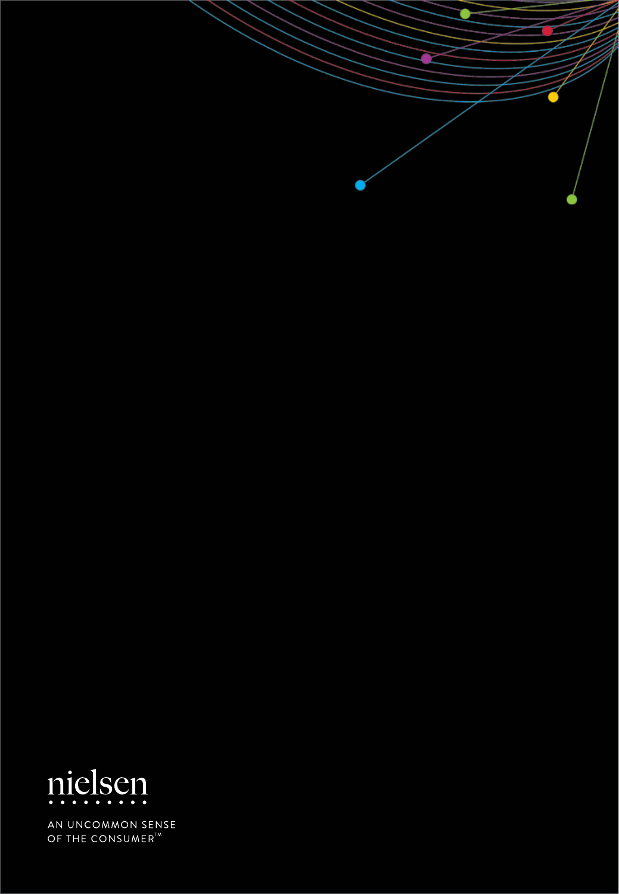nielsen

AN UNCOMMON SENSE
OF THE CONSUMER™